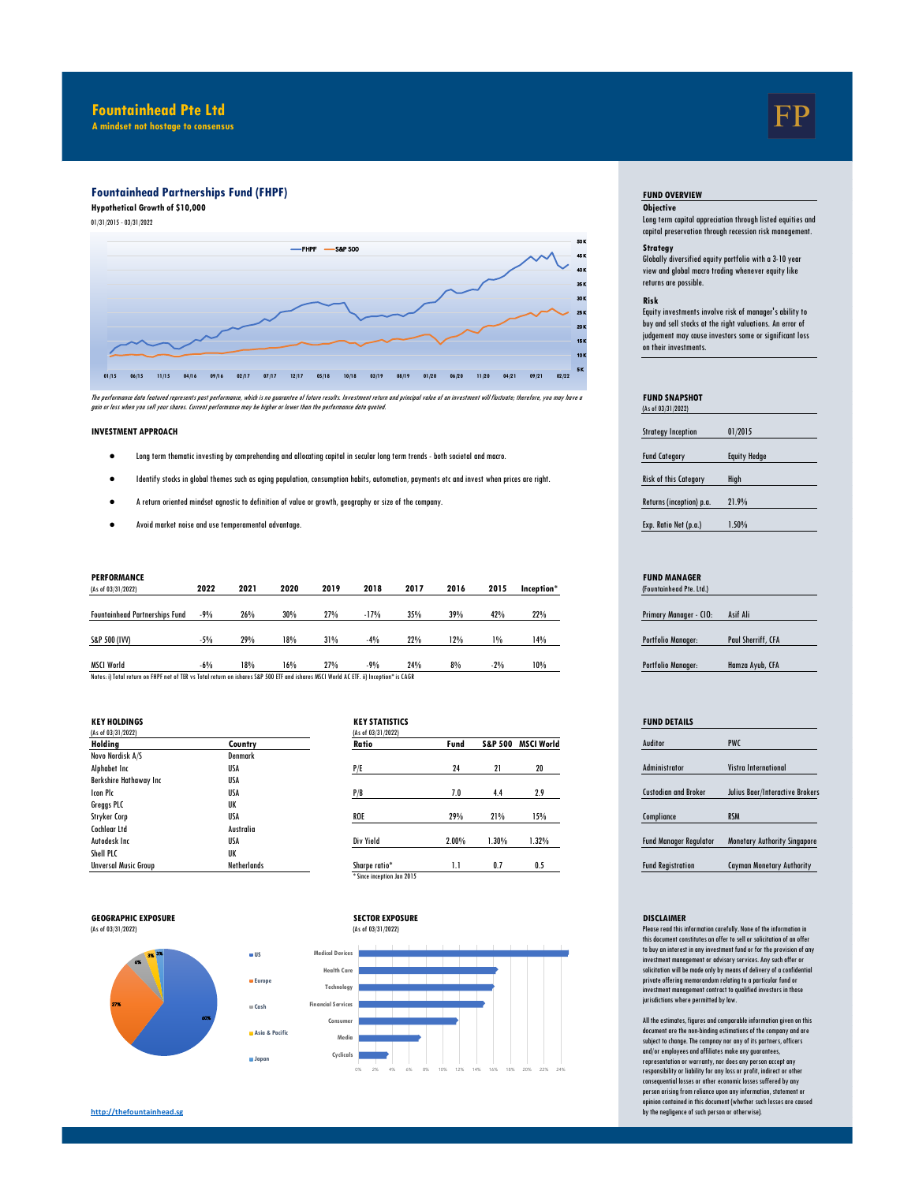# Fountainhead Pte Ltd

**A mindset not hostage to consensus**

## Fountainhead Partnerships Fund (FHPF)

**Hypothetical Growth of $10,000**

01/31/2015 - 03/31/2022

*The performance data featured represents past performance, which is no guarantee of future results. Investment return and principal value of an investment will fluctuate; therefore, you may have a gain or loss when you sell your shares. Current performance may be higher or lower than the performance data quoted.*

### INVESTMENT APPROACH

- Long term thematic investing by comprehending and allocating capital in secular long term trends - both societal and macro.
- Identify stocks in global themes such as aging population, consumption habits, automation, payments etc and invest when prices are right.
- A return oriented mindset agnostic to definition of value or growth, geography or size of the company.
- Avoid market noise and use temperamental advantage.

### PERFORMANCE

(As of 03/31/2022)

| | 2022 | 2021 | 2020 | 2019 | 2018 | 2017 | 2016 | 2015 | Inception* |
|---|---|---|---|---|---|---|---|---|---|
| Fountainhead Partnerships Fund | -9% | 26% | 30% | 27% | -17% | 35% | 39% | 42% | 22% |
| S&P 500 (IVV) | -5% | 29% | 18% | 31% | -4% | 22% | 12% | 1% | 14% |
| MSCI World | -6% | 18% | 16% | 27% | -9% | 24% | 8% | -2% | 10% |

Notes: i) Total return on FHPF net of TER vs Total return on ishares S&P 500 ETF and ishares MSCI World AC ETF. ii) Inception* is CAGR

### KEY HOLDINGS

(As of 03/31/2022)

| Holding | Country |
|---|---|
| Novo Nordisk A/S | Denmark |
| Alphabet Inc | USA |
| Berkshire Hathaway Inc | USA |
| Icon Plc | USA |
| Greggs PLC | UK |
| Stryker Corp | USA |
| Cochlear Ltd | Australia |
| Autodesk Inc | USA |
| Shell PLC | UK |
| Unversal Music Group | Netherlands |

### KEY STATISTICS

(As of 03/31/2022)

| Ratio | Fund | S&P 500 | MSCI World |
|---|---|---|---|
| P/E | 24 | 21 | 20 |
| P/B | 7.0 | 4.4 | 2.9 |
| ROE | 29% | 21% | 15% |
| Div Yield | 2.00% | 1.30% | 1.32% |
| Sharpe ratio* | 1.1 | 0.7 | 0.5 |

\* Since inception Jan 2015

### GEOGRAPHIC EXPOSURE

(As of 03/31/2022)

US 60%, Europe 27%, Cash 6%, Asia & Pacific 3%, Japan 3%

### SECTOR EXPOSURE

(As of 03/31/2022)

Medical Devices, Health Care, Technology, Financial Services, Consumer, Media, Cyclicals

http://thefountainhead.sg

### FUND OVERVIEW

**Objective**

Long term capital appreciation through listed equities and capital preservation through recession risk management.

**Strategy**

Globally diversified equity portfolio with a 3-10 year view and global macro trading whenever equity like returns are possible.

**Risk**

Equity investments involve risk of manager's ability to buy and sell stocks at the right valuations. An error of judgement may cause investors some or significant loss on their investments.

### FUND SNAPSHOT

(As of 03/31/2022)

| | |
|---|---|
| Strategy Inception | 01/2015 |
| Fund Category | Equity Hedge |
| Risk of this Category | High |
| Returns (inception) p.a. | 21.9% |
| Exp. Ratio Net (p.a.) | 1.50% |

### FUND MANAGER

(Fountainhead Pte. Ltd.)

| | |
|---|---|
| Primary Manager - CIO: | Asif Ali |
| Portfolio Manager: | Paul Sherriff, CFA |
| Portfolio Manager: | Hamza Ayub, CFA |

### FUND DETAILS

| | |
|---|---|
| Auditor | PWC |
| Administrator | Vistra International |
| Custodian and Broker | Julius Baer/Interactive Brokers |
| Compliance | RSM |
| Fund Manager Regulator | Monetary Authority Singapore |
| Fund Registration | Cayman Monetary Authority |

### DISCLAIMER

Please read this information carefully. None of the information in this document constitutes an offer to sell or solicitation of an offer to buy an interest in any investment fund or for the provision of any investment management or advisory services. Any such offer or solicitation will be made only by means of delivery of a confidential private offering memorandum relating to a particular fund or investment management contract to qualified investors in those jurisdictions where permitted by law.

All the estimates, figures and comparable information given on this document are the non-binding estimations of the company and are subject to change. The company nor any of its partners, officers and/or employees and affiliates make any guarantees, representation or warranty, nor does any person accept any responsibility or liability for any loss or profit, indirect or other consequential losses or other economic losses suffered by any person arising from reliance upon any information, statement or opinion contained in this document (whether such losses are caused by the negligence of such person or otherwise).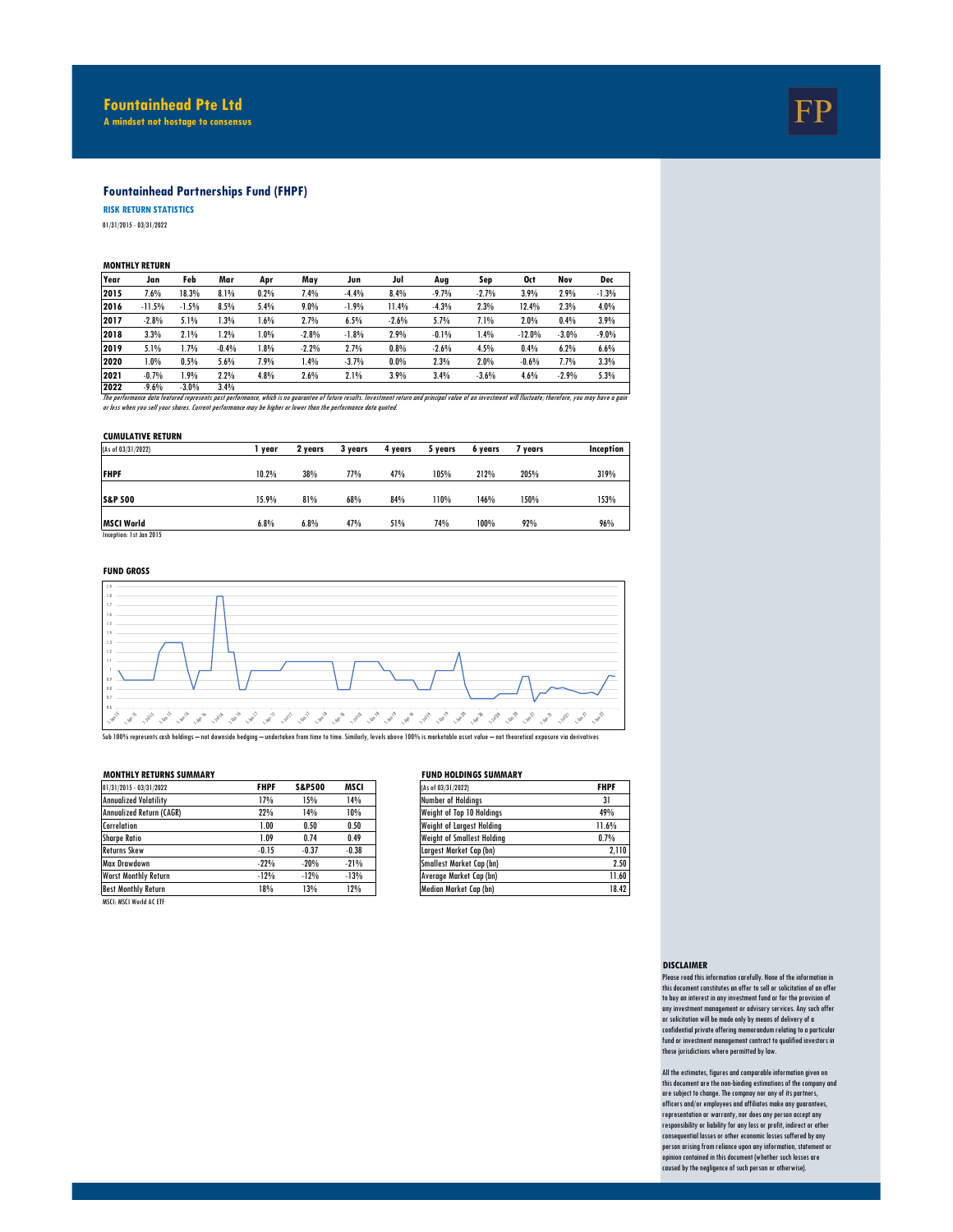# Fountainhead Pte Ltd

**A mindset not hostage to consensus**

FP

## Fountainhead Partnerships Fund (FHPF)

**RISK RETURN STATISTICS**

01/31/2015 - 03/31/2022

### MONTHLY RETURN

| Year | Jan | Feb | Mar | Apr | May | Jun | Jul | Aug | Sep | Oct | Nov | Dec |
|---|---|---|---|---|---|---|---|---|---|---|---|---|
| 2015 | 7.6% | 18.3% | 8.1% | 0.2% | 7.4% | -4.4% | 8.4% | -9.7% | -2.7% | 3.9% | 2.9% | -1.3% |
| 2016 | -11.5% | -1.5% | 8.5% | 5.4% | 9.0% | -1.9% | 11.4% | -4.3% | 2.3% | 12.4% | 2.3% | 4.0% |
| 2017 | -2.8% | 5.1% | 1.3% | 1.6% | 2.7% | 6.5% | -2.6% | 5.7% | 7.1% | 2.0% | 0.4% | 3.9% |
| 2018 | 3.3% | 2.1% | 1.2% | 1.0% | -2.8% | -1.8% | 2.9% | -0.1% | 1.4% | -12.0% | -3.0% | -9.0% |
| 2019 | 5.1% | 1.7% | -0.4% | 1.8% | -2.2% | 2.7% | 0.8% | -2.6% | 4.5% | 0.4% | 6.2% | 6.6% |
| 2020 | 1.0% | 0.5% | 5.6% | 7.9% | 1.4% | -3.7% | 0.0% | 2.3% | 2.0% | -0.6% | 7.7% | 3.3% |
| 2021 | -0.7% | 1.9% | 2.2% | 4.8% | 2.6% | 2.1% | 3.9% | 3.4% | -3.6% | 4.6% | -2.9% | 5.3% |
| 2022 | -9.6% | -3.0% | 3.4% | | | | | | | | | |

*The performance data featured represents past performance, which is no guarantee of future results. Investment return and principal value of an investment will fluctuate; therefore, you may have a gain or loss when you sell your shares. Current performance may be higher or lower than the performance data quoted.*

### CUMULATIVE RETURN

| (As of 03/31/2022) | 1 year | 2 years | 3 years | 4 years | 5 years | 6 years | 7 years | Inception |
|---|---|---|---|---|---|---|---|---|
| **FHPF** | 10.2% | 38% | 77% | 47% | 105% | 212% | 205% | 319% |
| **S&P 500** | 15.9% | 81% | 68% | 84% | 110% | 146% | 150% | 153% |
| **MSCI World** | 6.8% | 6.8% | 47% | 51% | 74% | 100% | 92% | 96% |

Inception: 1st Jan 2015

### FUND GROSS

Sub 100% represents cash holdings – not downside hedging – undertaken from time to time. Similarly, levels above 100% is marketable asset value – not theoretical exposure via derivatives

### MONTHLY RETURNS SUMMARY

| 01/31/2015 - 03/31/2022 | FHPF | S&P500 | MSCI |
|---|---|---|---|
| Annualized Volatility | 17% | 15% | 14% |
| Annualized Return (CAGR) | 22% | 14% | 10% |
| Correlation | 1.00 | 0.50 | 0.50 |
| Sharpe Ratio | 1.09 | 0.74 | 0.49 |
| Returns Skew | -0.15 | -0.37 | -0.38 |
| Max Drawdown | -22% | -20% | -21% |
| Worst Monthly Return | -12% | -12% | -13% |
| Best Monthly Return | 18% | 13% | 12% |

MSCI: MSCI World AC ETF

### FUND HOLDINGS SUMMARY

| (As of 03/31/2022) | FHPF |
|---|---|
| Number of Holdings | 31 |
| Weight of Top 10 Holdings | 49% |
| Weight of Largest Holding | 11.6% |
| Weight of Smallest Holding | 0.7% |
| Largest Market Cap (bn) | 2,110 |
| Smallest Market Cap (bn) | 2.50 |
| Average Market Cap (bn) | 11.60 |
| Median Market Cap (bn) | 18.42 |

### DISCLAIMER

Please read this information carefully. None of the information in this document constitutes an offer to sell or solicitation of an offer to buy an interest in any investment fund or for the provision of any investment management or advisory services. Any such offer or solicitation will be made only by means of delivery of a confidential private offering memorandum relating to a particular fund or investment management contract to qualified investors in those jurisdictions where permitted by law.

All the estimates, figures and comparable information given on this document are the non-binding estimations of the company and are subject to change. The company nor any of its partners, officers and/or employees and affiliates make any guarantees, representation or warranty, nor does any person accept any responsibility or liability for any loss or profit, indirect or other consequential losses or other economic losses suffered by any person arising from reliance upon any information, statement or opinion contained in this document (whether such losses are caused by the negligence of such person or otherwise).